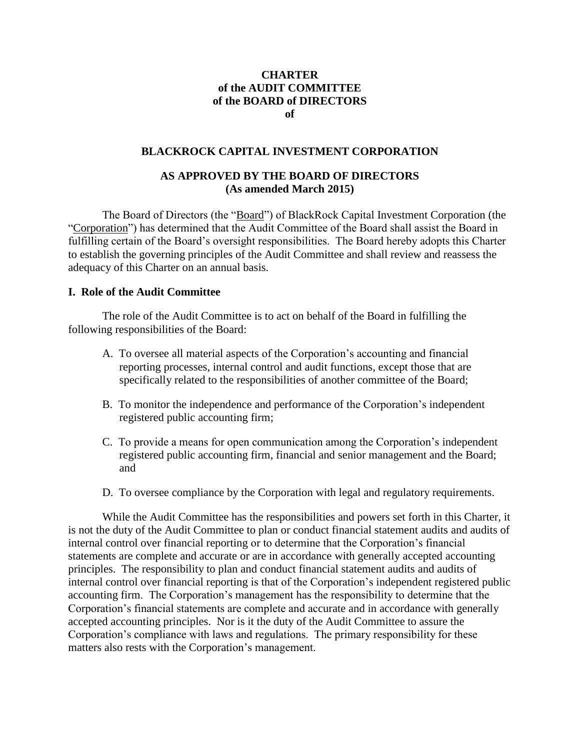# CHARTER
# of the AUDIT COMMITTEE
# of the BOARD of DIRECTORS
# of

## BLACKROCK CAPITAL INVESTMENT CORPORATION

## AS APPROVED BY THE BOARD OF DIRECTORS
## (As amended March 2015)

The Board of Directors (the "Board") of BlackRock Capital Investment Corporation (the "Corporation") has determined that the Audit Committee of the Board shall assist the Board in fulfilling certain of the Board's oversight responsibilities. The Board hereby adopts this Charter to establish the governing principles of the Audit Committee and shall review and reassess the adequacy of this Charter on an annual basis.

### I. Role of the Audit Committee

The role of the Audit Committee is to act on behalf of the Board in fulfilling the following responsibilities of the Board:

A. To oversee all material aspects of the Corporation's accounting and financial reporting processes, internal control and audit functions, except those that are specifically related to the responsibilities of another committee of the Board;

B. To monitor the independence and performance of the Corporation's independent registered public accounting firm;

C. To provide a means for open communication among the Corporation's independent registered public accounting firm, financial and senior management and the Board; and

D. To oversee compliance by the Corporation with legal and regulatory requirements.

While the Audit Committee has the responsibilities and powers set forth in this Charter, it is not the duty of the Audit Committee to plan or conduct financial statement audits and audits of internal control over financial reporting or to determine that the Corporation's financial statements are complete and accurate or are in accordance with generally accepted accounting principles. The responsibility to plan and conduct financial statement audits and audits of internal control over financial reporting is that of the Corporation's independent registered public accounting firm. The Corporation's management has the responsibility to determine that the Corporation's financial statements are complete and accurate and in accordance with generally accepted accounting principles. Nor is it the duty of the Audit Committee to assure the Corporation's compliance with laws and regulations. The primary responsibility for these matters also rests with the Corporation's management.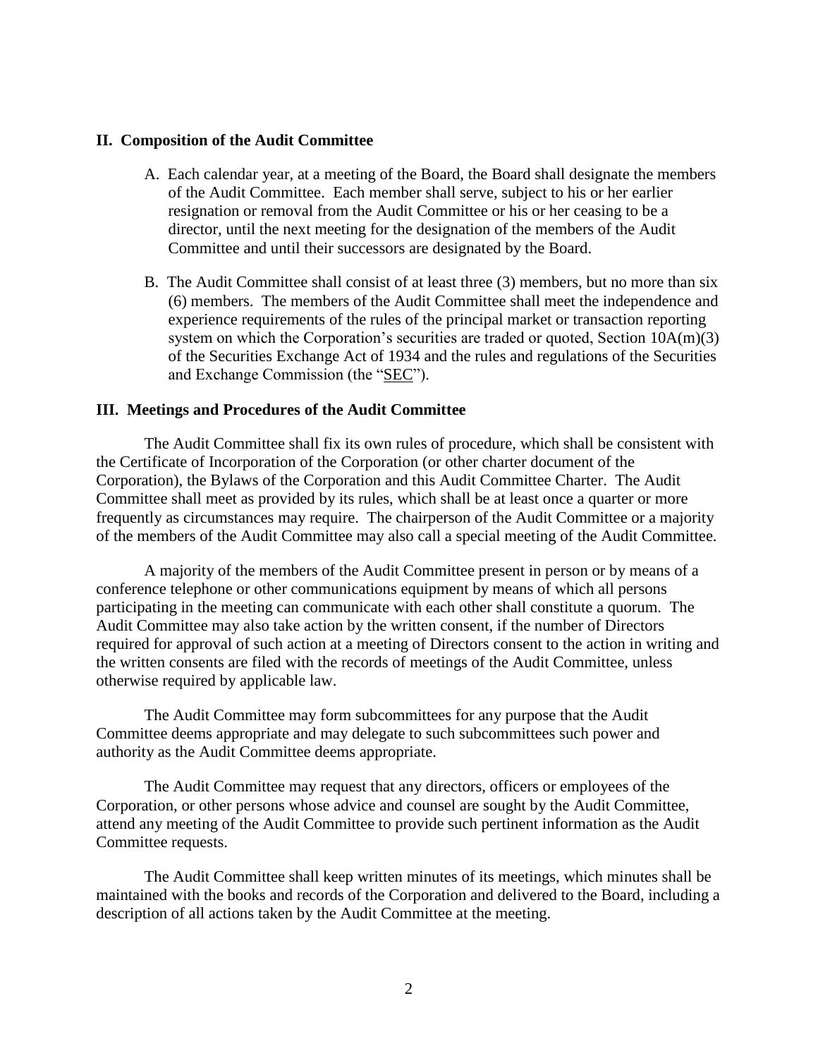## II. Composition of the Audit Committee

A. Each calendar year, at a meeting of the Board, the Board shall designate the members of the Audit Committee. Each member shall serve, subject to his or her earlier resignation or removal from the Audit Committee or his or her ceasing to be a director, until the next meeting for the designation of the members of the Audit Committee and until their successors are designated by the Board.

B. The Audit Committee shall consist of at least three (3) members, but no more than six (6) members. The members of the Audit Committee shall meet the independence and experience requirements of the rules of the principal market or transaction reporting system on which the Corporation's securities are traded or quoted, Section 10A(m)(3) of the Securities Exchange Act of 1934 and the rules and regulations of the Securities and Exchange Commission (the "SEC").

## III. Meetings and Procedures of the Audit Committee

The Audit Committee shall fix its own rules of procedure, which shall be consistent with the Certificate of Incorporation of the Corporation (or other charter document of the Corporation), the Bylaws of the Corporation and this Audit Committee Charter. The Audit Committee shall meet as provided by its rules, which shall be at least once a quarter or more frequently as circumstances may require. The chairperson of the Audit Committee or a majority of the members of the Audit Committee may also call a special meeting of the Audit Committee.

A majority of the members of the Audit Committee present in person or by means of a conference telephone or other communications equipment by means of which all persons participating in the meeting can communicate with each other shall constitute a quorum. The Audit Committee may also take action by the written consent, if the number of Directors required for approval of such action at a meeting of Directors consent to the action in writing and the written consents are filed with the records of meetings of the Audit Committee, unless otherwise required by applicable law.

The Audit Committee may form subcommittees for any purpose that the Audit Committee deems appropriate and may delegate to such subcommittees such power and authority as the Audit Committee deems appropriate.

The Audit Committee may request that any directors, officers or employees of the Corporation, or other persons whose advice and counsel are sought by the Audit Committee, attend any meeting of the Audit Committee to provide such pertinent information as the Audit Committee requests.

The Audit Committee shall keep written minutes of its meetings, which minutes shall be maintained with the books and records of the Corporation and delivered to the Board, including a description of all actions taken by the Audit Committee at the meeting.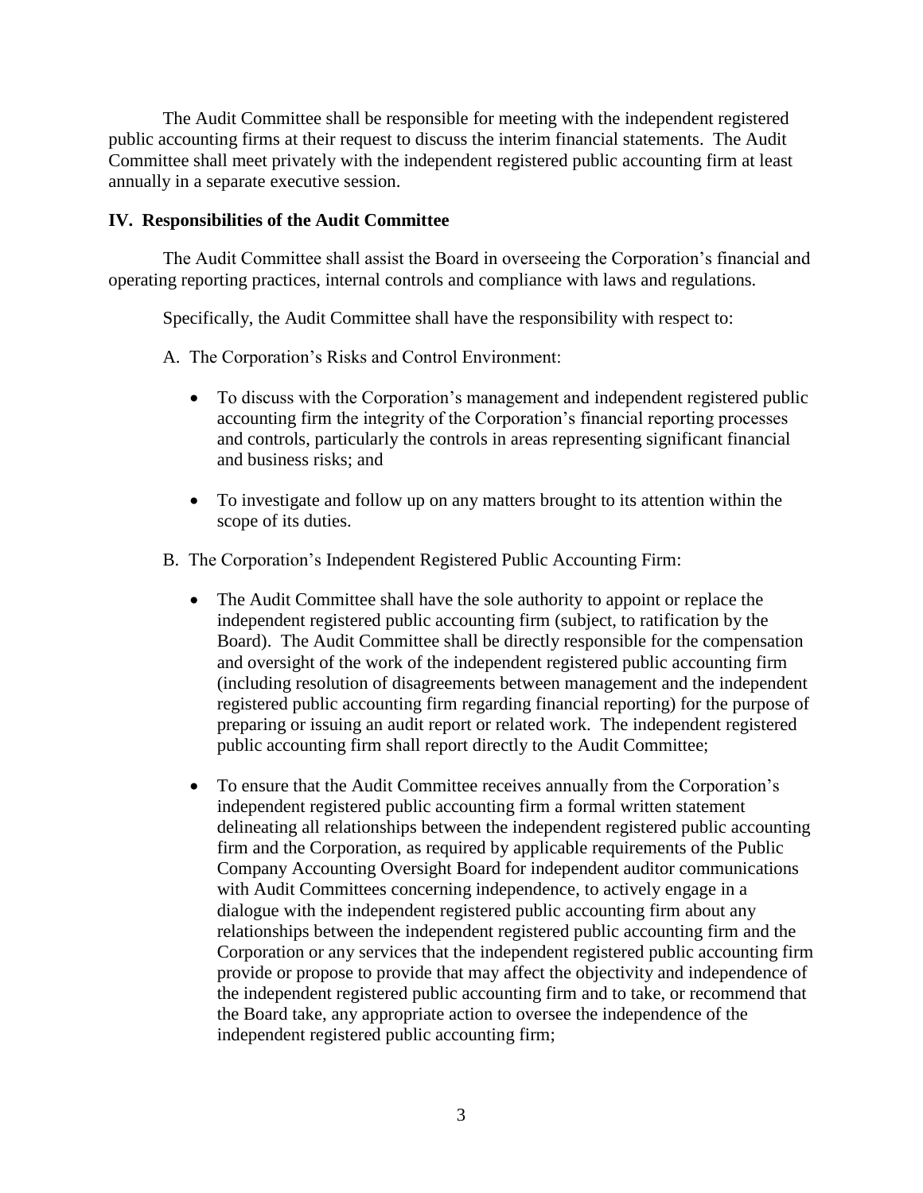The Audit Committee shall be responsible for meeting with the independent registered public accounting firms at their request to discuss the interim financial statements. The Audit Committee shall meet privately with the independent registered public accounting firm at least annually in a separate executive session.

## IV. Responsibilities of the Audit Committee

The Audit Committee shall assist the Board in overseeing the Corporation's financial and operating reporting practices, internal controls and compliance with laws and regulations.

Specifically, the Audit Committee shall have the responsibility with respect to:

A. The Corporation's Risks and Control Environment:

- To discuss with the Corporation's management and independent registered public accounting firm the integrity of the Corporation's financial reporting processes and controls, particularly the controls in areas representing significant financial and business risks; and

- To investigate and follow up on any matters brought to its attention within the scope of its duties.

B. The Corporation's Independent Registered Public Accounting Firm:

- The Audit Committee shall have the sole authority to appoint or replace the independent registered public accounting firm (subject, to ratification by the Board). The Audit Committee shall be directly responsible for the compensation and oversight of the work of the independent registered public accounting firm (including resolution of disagreements between management and the independent registered public accounting firm regarding financial reporting) for the purpose of preparing or issuing an audit report or related work. The independent registered public accounting firm shall report directly to the Audit Committee;

- To ensure that the Audit Committee receives annually from the Corporation's independent registered public accounting firm a formal written statement delineating all relationships between the independent registered public accounting firm and the Corporation, as required by applicable requirements of the Public Company Accounting Oversight Board for independent auditor communications with Audit Committees concerning independence, to actively engage in a dialogue with the independent registered public accounting firm about any relationships between the independent registered public accounting firm and the Corporation or any services that the independent registered public accounting firm provide or propose to provide that may affect the objectivity and independence of the independent registered public accounting firm and to take, or recommend that the Board take, any appropriate action to oversee the independence of the independent registered public accounting firm;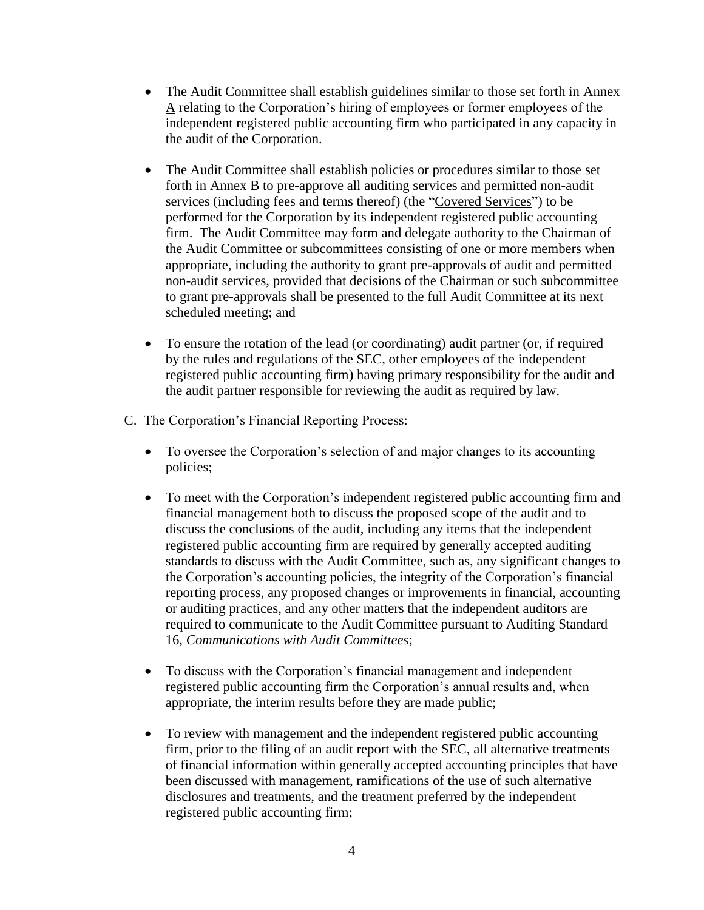- The Audit Committee shall establish guidelines similar to those set forth in Annex A relating to the Corporation's hiring of employees or former employees of the independent registered public accounting firm who participated in any capacity in the audit of the Corporation.

- The Audit Committee shall establish policies or procedures similar to those set forth in Annex B to pre-approve all auditing services and permitted non-audit services (including fees and terms thereof) (the "Covered Services") to be performed for the Corporation by its independent registered public accounting firm. The Audit Committee may form and delegate authority to the Chairman of the Audit Committee or subcommittees consisting of one or more members when appropriate, including the authority to grant pre-approvals of audit and permitted non-audit services, provided that decisions of the Chairman or such subcommittee to grant pre-approvals shall be presented to the full Audit Committee at its next scheduled meeting; and

- To ensure the rotation of the lead (or coordinating) audit partner (or, if required by the rules and regulations of the SEC, other employees of the independent registered public accounting firm) having primary responsibility for the audit and the audit partner responsible for reviewing the audit as required by law.

C. The Corporation's Financial Reporting Process:

- To oversee the Corporation's selection of and major changes to its accounting policies;

- To meet with the Corporation's independent registered public accounting firm and financial management both to discuss the proposed scope of the audit and to discuss the conclusions of the audit, including any items that the independent registered public accounting firm are required by generally accepted auditing standards to discuss with the Audit Committee, such as, any significant changes to the Corporation's accounting policies, the integrity of the Corporation's financial reporting process, any proposed changes or improvements in financial, accounting or auditing practices, and any other matters that the independent auditors are required to communicate to the Audit Committee pursuant to Auditing Standard 16, *Communications with Audit Committees*;

- To discuss with the Corporation's financial management and independent registered public accounting firm the Corporation's annual results and, when appropriate, the interim results before they are made public;

- To review with management and the independent registered public accounting firm, prior to the filing of an audit report with the SEC, all alternative treatments of financial information within generally accepted accounting principles that have been discussed with management, ramifications of the use of such alternative disclosures and treatments, and the treatment preferred by the independent registered public accounting firm;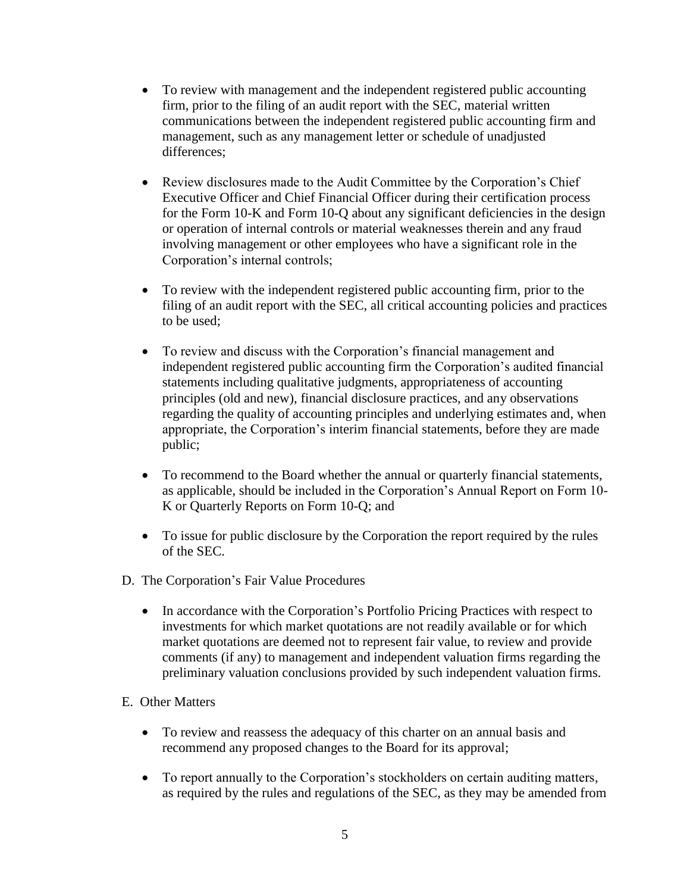- To review with management and the independent registered public accounting firm, prior to the filing of an audit report with the SEC, material written communications between the independent registered public accounting firm and management, such as any management letter or schedule of unadjusted differences;

- Review disclosures made to the Audit Committee by the Corporation's Chief Executive Officer and Chief Financial Officer during their certification process for the Form 10-K and Form 10-Q about any significant deficiencies in the design or operation of internal controls or material weaknesses therein and any fraud involving management or other employees who have a significant role in the Corporation's internal controls;

- To review with the independent registered public accounting firm, prior to the filing of an audit report with the SEC, all critical accounting policies and practices to be used;

- To review and discuss with the Corporation's financial management and independent registered public accounting firm the Corporation's audited financial statements including qualitative judgments, appropriateness of accounting principles (old and new), financial disclosure practices, and any observations regarding the quality of accounting principles and underlying estimates and, when appropriate, the Corporation's interim financial statements, before they are made public;

- To recommend to the Board whether the annual or quarterly financial statements, as applicable, should be included in the Corporation's Annual Report on Form 10-K or Quarterly Reports on Form 10-Q; and

- To issue for public disclosure by the Corporation the report required by the rules of the SEC.

D. The Corporation's Fair Value Procedures

- In accordance with the Corporation's Portfolio Pricing Practices with respect to investments for which market quotations are not readily available or for which market quotations are deemed not to represent fair value, to review and provide comments (if any) to management and independent valuation firms regarding the preliminary valuation conclusions provided by such independent valuation firms.

E. Other Matters

- To review and reassess the adequacy of this charter on an annual basis and recommend any proposed changes to the Board for its approval;

- To report annually to the Corporation's stockholders on certain auditing matters, as required by the rules and regulations of the SEC, as they may be amended from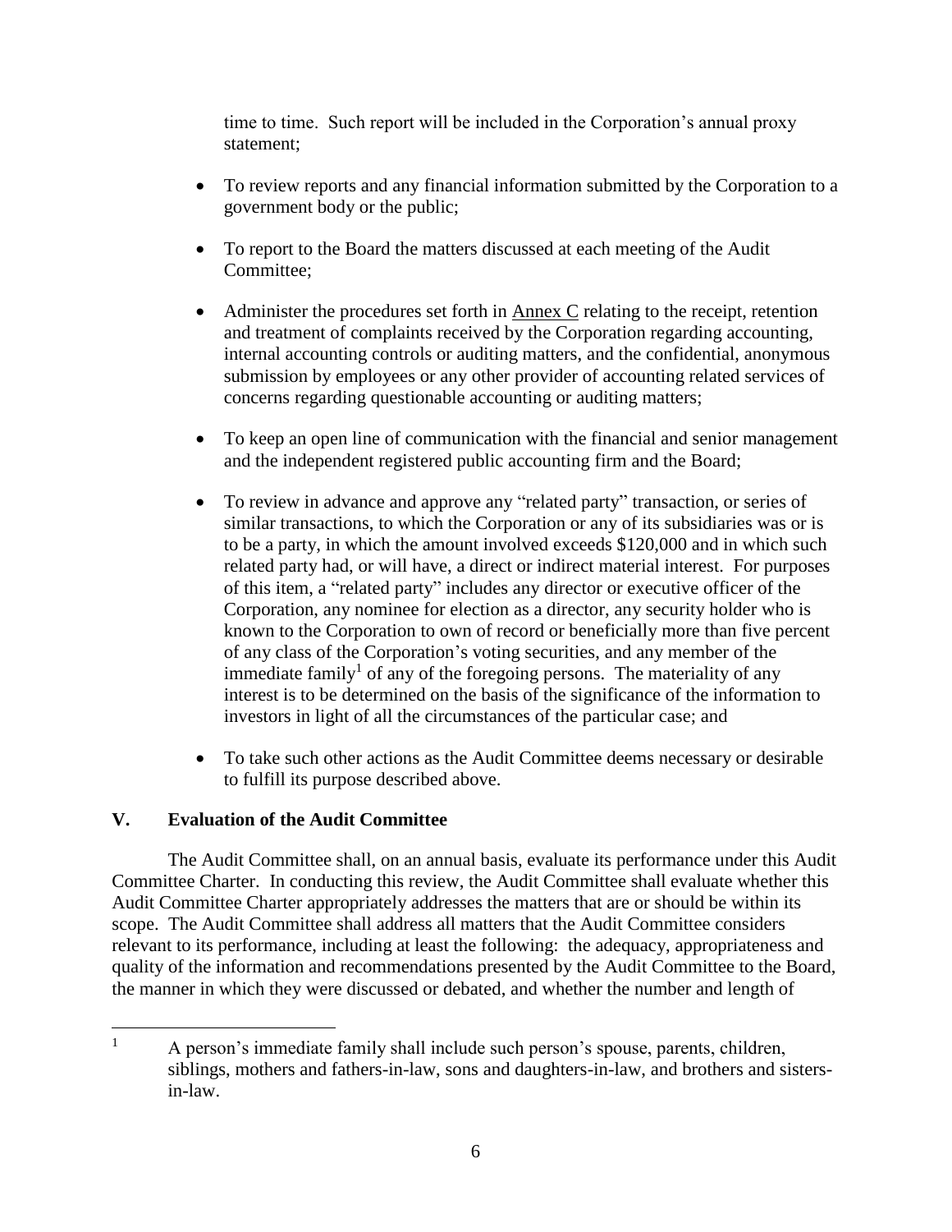time to time. Such report will be included in the Corporation's annual proxy statement;

- To review reports and any financial information submitted by the Corporation to a government body or the public;
- To report to the Board the matters discussed at each meeting of the Audit Committee;
- Administer the procedures set forth in Annex C relating to the receipt, retention and treatment of complaints received by the Corporation regarding accounting, internal accounting controls or auditing matters, and the confidential, anonymous submission by employees or any other provider of accounting related services of concerns regarding questionable accounting or auditing matters;
- To keep an open line of communication with the financial and senior management and the independent registered public accounting firm and the Board;
- To review in advance and approve any "related party" transaction, or series of similar transactions, to which the Corporation or any of its subsidiaries was or is to be a party, in which the amount involved exceeds $120,000 and in which such related party had, or will have, a direct or indirect material interest. For purposes of this item, a "related party" includes any director or executive officer of the Corporation, any nominee for election as a director, any security holder who is known to the Corporation to own of record or beneficially more than five percent of any class of the Corporation's voting securities, and any member of the immediate family[1] of any of the foregoing persons. The materiality of any interest is to be determined on the basis of the significance of the information to investors in light of all the circumstances of the particular case; and
- To take such other actions as the Audit Committee deems necessary or desirable to fulfill its purpose described above.

## V. Evaluation of the Audit Committee

The Audit Committee shall, on an annual basis, evaluate its performance under this Audit Committee Charter. In conducting this review, the Audit Committee shall evaluate whether this Audit Committee Charter appropriately addresses the matters that are or should be within its scope. The Audit Committee shall address all matters that the Audit Committee considers relevant to its performance, including at least the following: the adequacy, appropriateness and quality of the information and recommendations presented by the Audit Committee to the Board, the manner in which they were discussed or debated, and whether the number and length of

---

[1] A person's immediate family shall include such person's spouse, parents, children, siblings, mothers and fathers-in-law, sons and daughters-in-law, and brothers and sisters-in-law.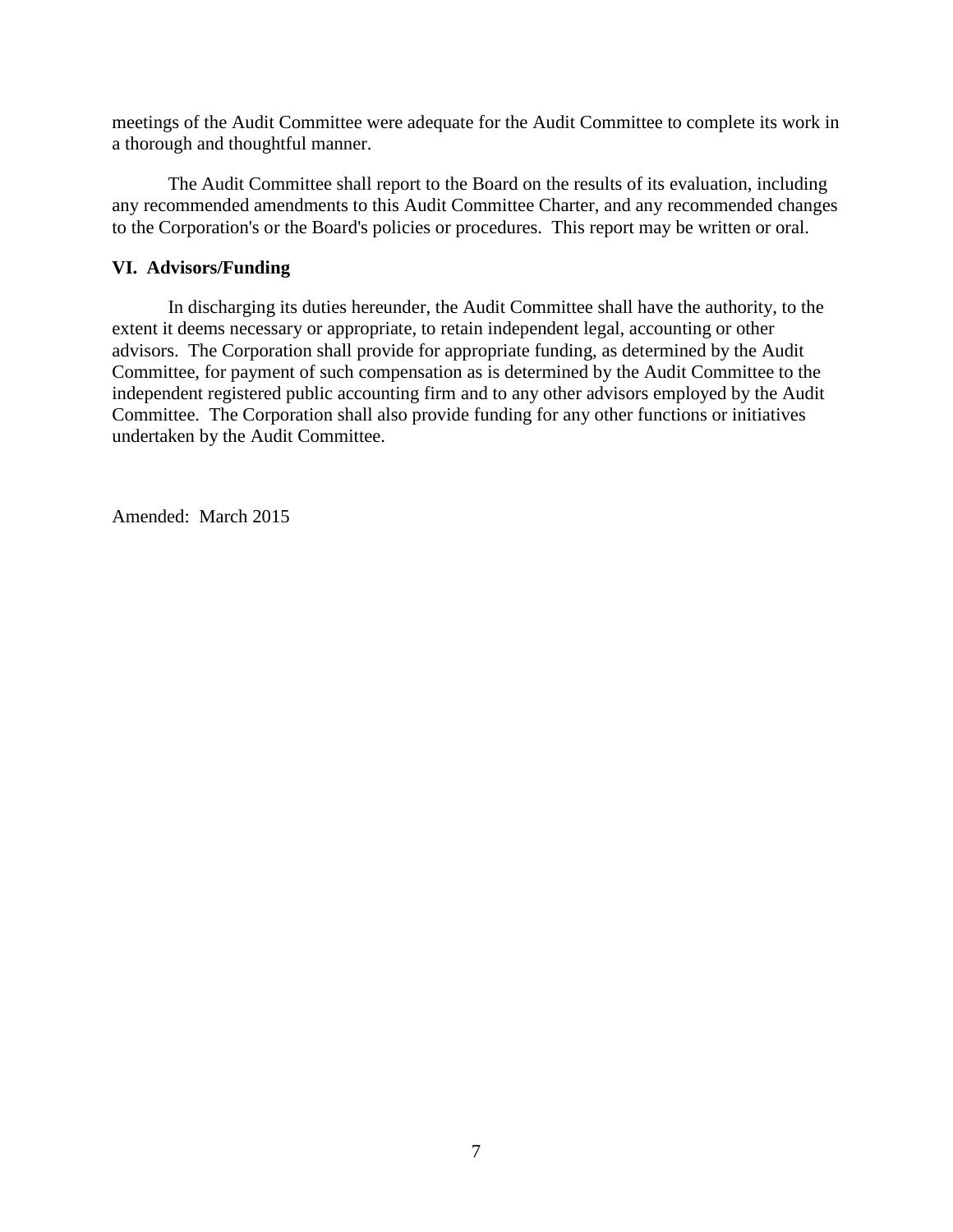meetings of the Audit Committee were adequate for the Audit Committee to complete its work in a thorough and thoughtful manner.

The Audit Committee shall report to the Board on the results of its evaluation, including any recommended amendments to this Audit Committee Charter, and any recommended changes to the Corporation's or the Board's policies or procedures. This report may be written or oral.

**VI. Advisors/Funding**

In discharging its duties hereunder, the Audit Committee shall have the authority, to the extent it deems necessary or appropriate, to retain independent legal, accounting or other advisors. The Corporation shall provide for appropriate funding, as determined by the Audit Committee, for payment of such compensation as is determined by the Audit Committee to the independent registered public accounting firm and to any other advisors employed by the Audit Committee. The Corporation shall also provide funding for any other functions or initiatives undertaken by the Audit Committee.

Amended: March 2015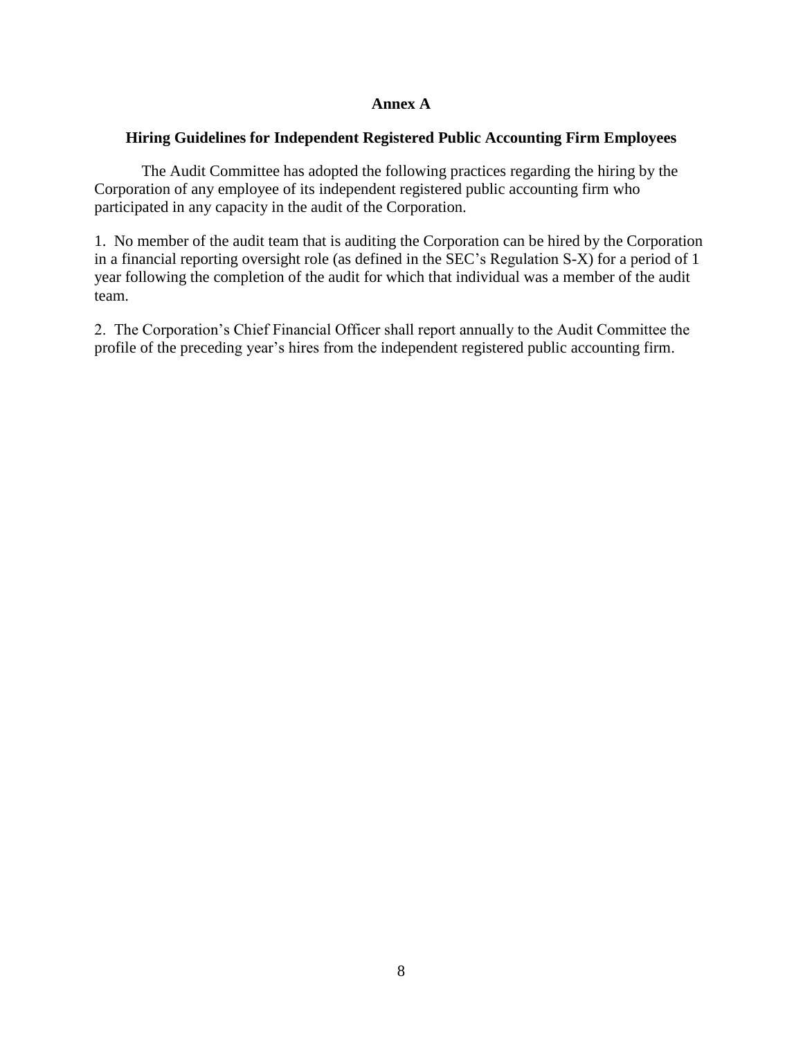# Annex A

## Hiring Guidelines for Independent Registered Public Accounting Firm Employees

The Audit Committee has adopted the following practices regarding the hiring by the Corporation of any employee of its independent registered public accounting firm who participated in any capacity in the audit of the Corporation.

1. No member of the audit team that is auditing the Corporation can be hired by the Corporation in a financial reporting oversight role (as defined in the SEC's Regulation S-X) for a period of 1 year following the completion of the audit for which that individual was a member of the audit team.

2. The Corporation's Chief Financial Officer shall report annually to the Audit Committee the profile of the preceding year's hires from the independent registered public accounting firm.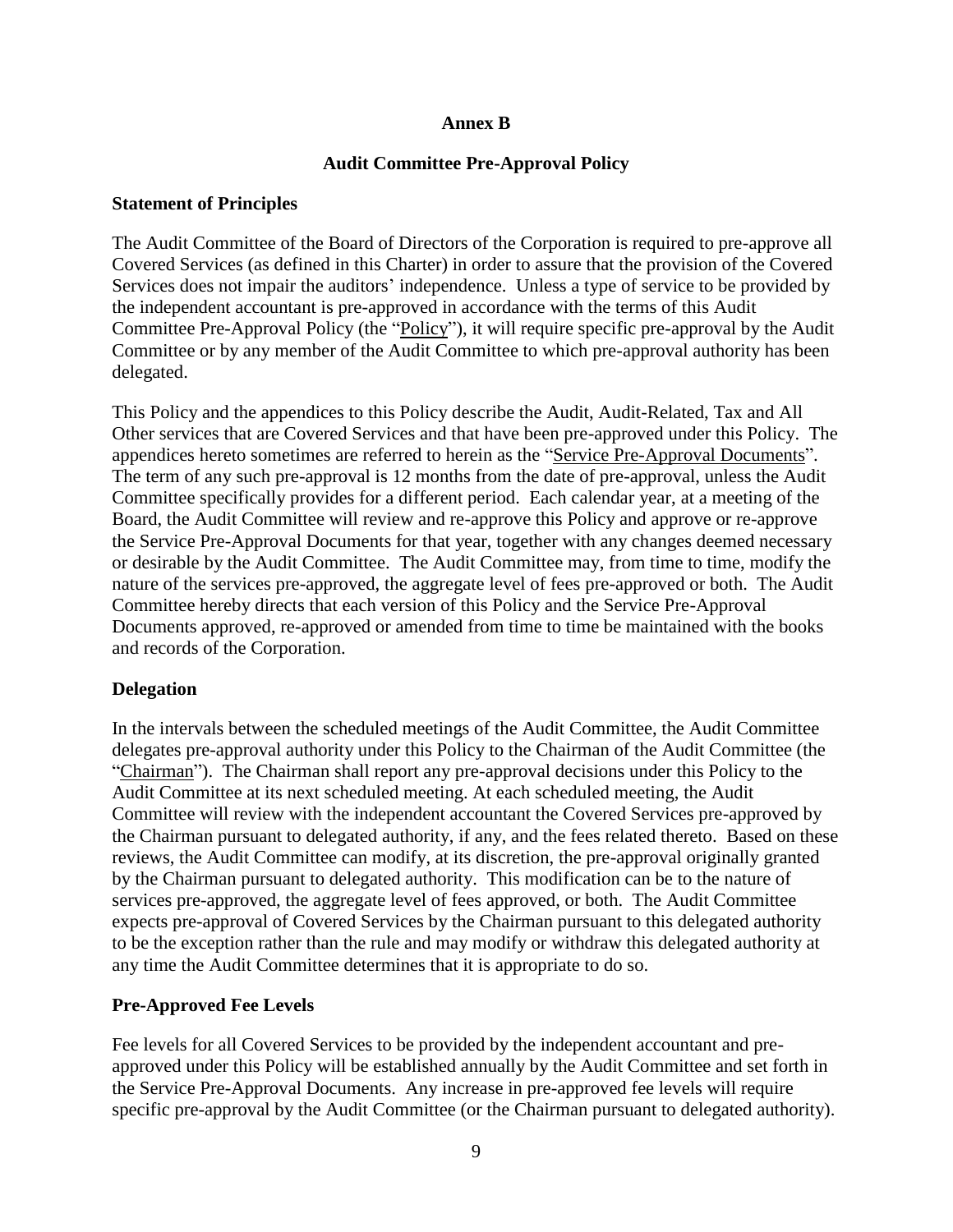# Annex B

## Audit Committee Pre-Approval Policy

### Statement of Principles

The Audit Committee of the Board of Directors of the Corporation is required to pre-approve all Covered Services (as defined in this Charter) in order to assure that the provision of the Covered Services does not impair the auditors' independence. Unless a type of service to be provided by the independent accountant is pre-approved in accordance with the terms of this Audit Committee Pre-Approval Policy (the "Policy"), it will require specific pre-approval by the Audit Committee or by any member of the Audit Committee to which pre-approval authority has been delegated.

This Policy and the appendices to this Policy describe the Audit, Audit-Related, Tax and All Other services that are Covered Services and that have been pre-approved under this Policy. The appendices hereto sometimes are referred to herein as the "Service Pre-Approval Documents". The term of any such pre-approval is 12 months from the date of pre-approval, unless the Audit Committee specifically provides for a different period. Each calendar year, at a meeting of the Board, the Audit Committee will review and re-approve this Policy and approve or re-approve the Service Pre-Approval Documents for that year, together with any changes deemed necessary or desirable by the Audit Committee. The Audit Committee may, from time to time, modify the nature of the services pre-approved, the aggregate level of fees pre-approved or both. The Audit Committee hereby directs that each version of this Policy and the Service Pre-Approval Documents approved, re-approved or amended from time to time be maintained with the books and records of the Corporation.

### Delegation

In the intervals between the scheduled meetings of the Audit Committee, the Audit Committee delegates pre-approval authority under this Policy to the Chairman of the Audit Committee (the "Chairman"). The Chairman shall report any pre-approval decisions under this Policy to the Audit Committee at its next scheduled meeting. At each scheduled meeting, the Audit Committee will review with the independent accountant the Covered Services pre-approved by the Chairman pursuant to delegated authority, if any, and the fees related thereto. Based on these reviews, the Audit Committee can modify, at its discretion, the pre-approval originally granted by the Chairman pursuant to delegated authority. This modification can be to the nature of services pre-approved, the aggregate level of fees approved, or both. The Audit Committee expects pre-approval of Covered Services by the Chairman pursuant to this delegated authority to be the exception rather than the rule and may modify or withdraw this delegated authority at any time the Audit Committee determines that it is appropriate to do so.

### Pre-Approved Fee Levels

Fee levels for all Covered Services to be provided by the independent accountant and pre-approved under this Policy will be established annually by the Audit Committee and set forth in the Service Pre-Approval Documents. Any increase in pre-approved fee levels will require specific pre-approval by the Audit Committee (or the Chairman pursuant to delegated authority).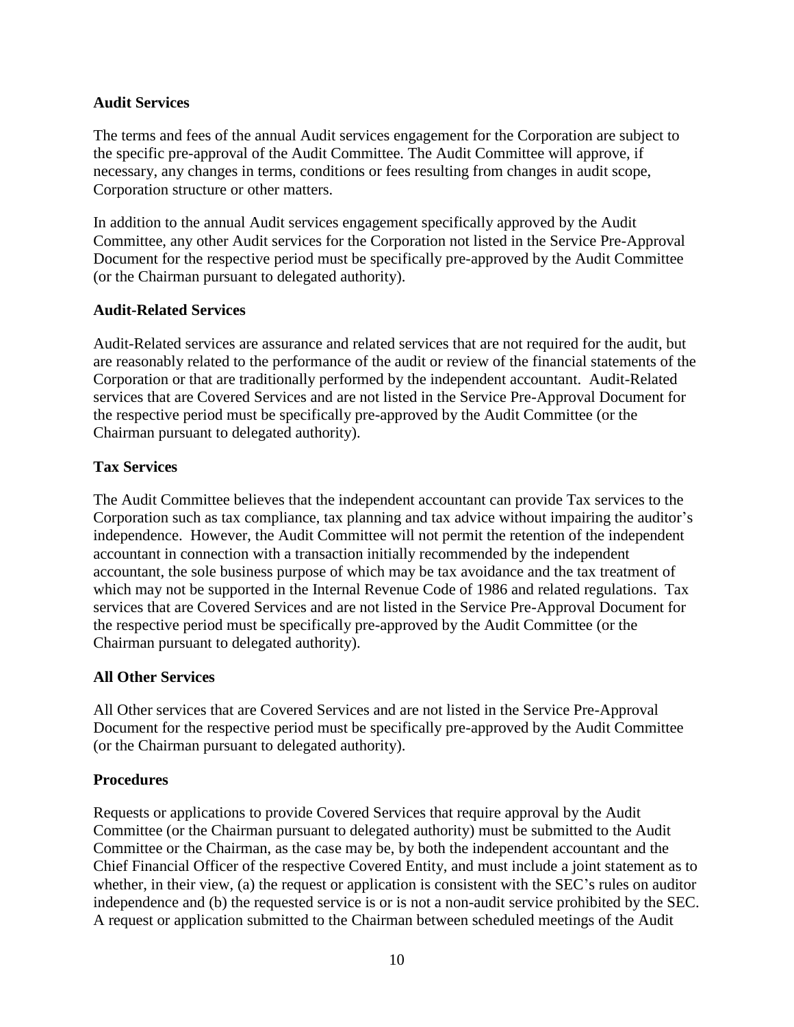**Audit Services**

The terms and fees of the annual Audit services engagement for the Corporation are subject to the specific pre-approval of the Audit Committee. The Audit Committee will approve, if necessary, any changes in terms, conditions or fees resulting from changes in audit scope, Corporation structure or other matters.

In addition to the annual Audit services engagement specifically approved by the Audit Committee, any other Audit services for the Corporation not listed in the Service Pre-Approval Document for the respective period must be specifically pre-approved by the Audit Committee (or the Chairman pursuant to delegated authority).

**Audit-Related Services**

Audit-Related services are assurance and related services that are not required for the audit, but are reasonably related to the performance of the audit or review of the financial statements of the Corporation or that are traditionally performed by the independent accountant. Audit-Related services that are Covered Services and are not listed in the Service Pre-Approval Document for the respective period must be specifically pre-approved by the Audit Committee (or the Chairman pursuant to delegated authority).

**Tax Services**

The Audit Committee believes that the independent accountant can provide Tax services to the Corporation such as tax compliance, tax planning and tax advice without impairing the auditor's independence. However, the Audit Committee will not permit the retention of the independent accountant in connection with a transaction initially recommended by the independent accountant, the sole business purpose of which may be tax avoidance and the tax treatment of which may not be supported in the Internal Revenue Code of 1986 and related regulations. Tax services that are Covered Services and are not listed in the Service Pre-Approval Document for the respective period must be specifically pre-approved by the Audit Committee (or the Chairman pursuant to delegated authority).

**All Other Services**

All Other services that are Covered Services and are not listed in the Service Pre-Approval Document for the respective period must be specifically pre-approved by the Audit Committee (or the Chairman pursuant to delegated authority).

**Procedures**

Requests or applications to provide Covered Services that require approval by the Audit Committee (or the Chairman pursuant to delegated authority) must be submitted to the Audit Committee or the Chairman, as the case may be, by both the independent accountant and the Chief Financial Officer of the respective Covered Entity, and must include a joint statement as to whether, in their view, (a) the request or application is consistent with the SEC's rules on auditor independence and (b) the requested service is or is not a non-audit service prohibited by the SEC. A request or application submitted to the Chairman between scheduled meetings of the Audit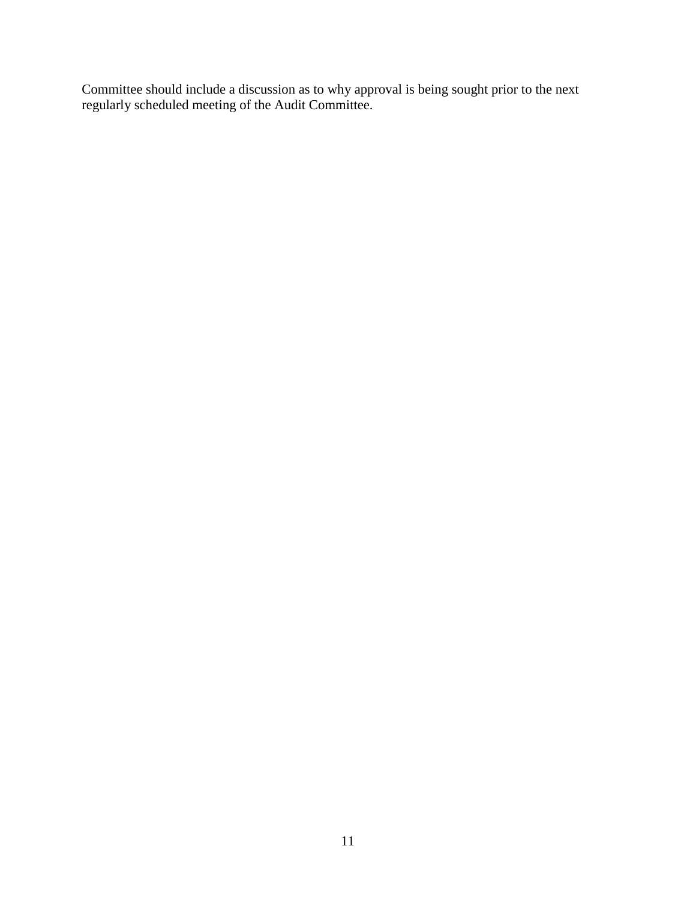Committee should include a discussion as to why approval is being sought prior to the next regularly scheduled meeting of the Audit Committee.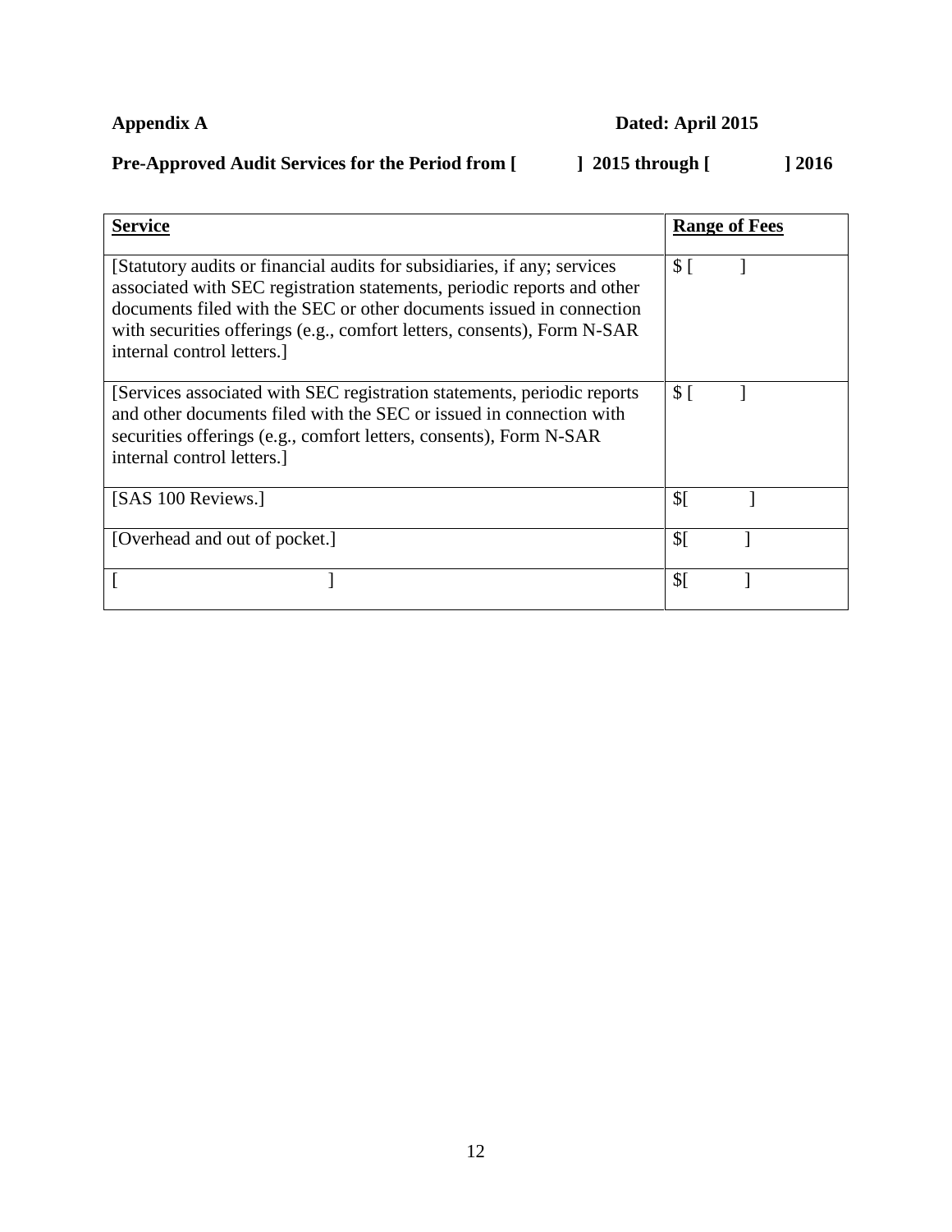**Appendix A** **Dated: April 2015**

**Pre-Approved Audit Services for the Period from [ ] 2015 through [ ] 2016**

| <u>Service</u> | <u>Range of Fees</u> |
|---|---|
| [Statutory audits or financial audits for subsidiaries, if any; services associated with SEC registration statements, periodic reports and other documents filed with the SEC or other documents issued in connection with securities offerings (e.g., comfort letters, consents), Form N-SAR internal control letters.] | $ [ ] |
| [Services associated with SEC registration statements, periodic reports and other documents filed with the SEC or issued in connection with securities offerings (e.g., comfort letters, consents), Form N-SAR internal control letters.] | $ [ ] |
| [SAS 100 Reviews.] | $[ ] |
| [Overhead and out of pocket.] | $[ ] |
| [ ] | $[ ] |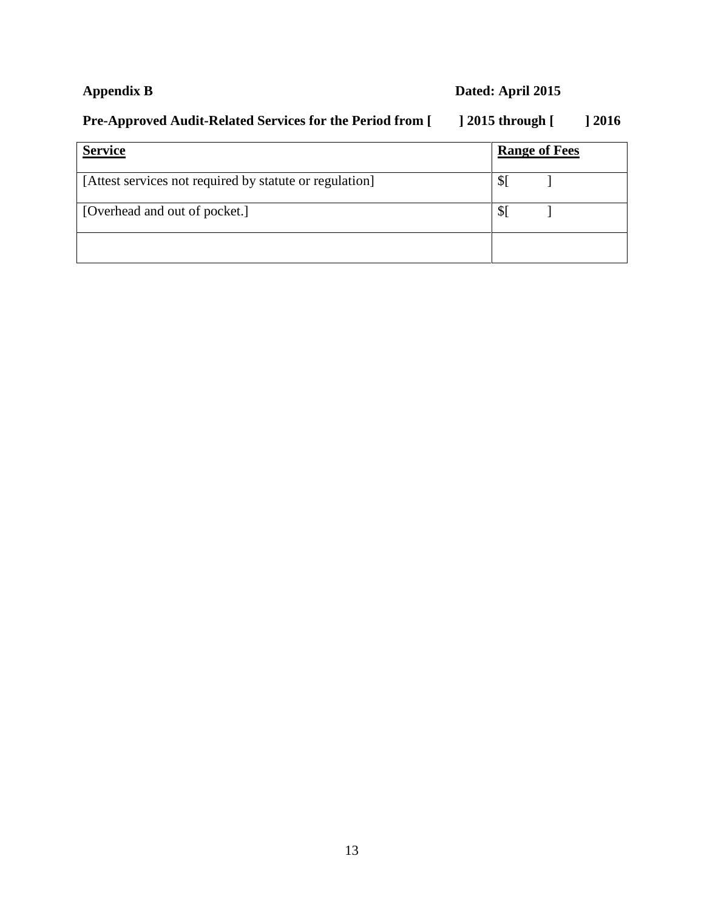**Appendix B** **Dated: April 2015**

**Pre-Approved Audit-Related Services for the Period from [ ] 2015 through [ ] 2016**

| **Service** | **Range of Fees** |
|---|---|
| [Attest services not required by statute or regulation] | $[ ] |
| [Overhead and out of pocket.] | $[ ] |
| | |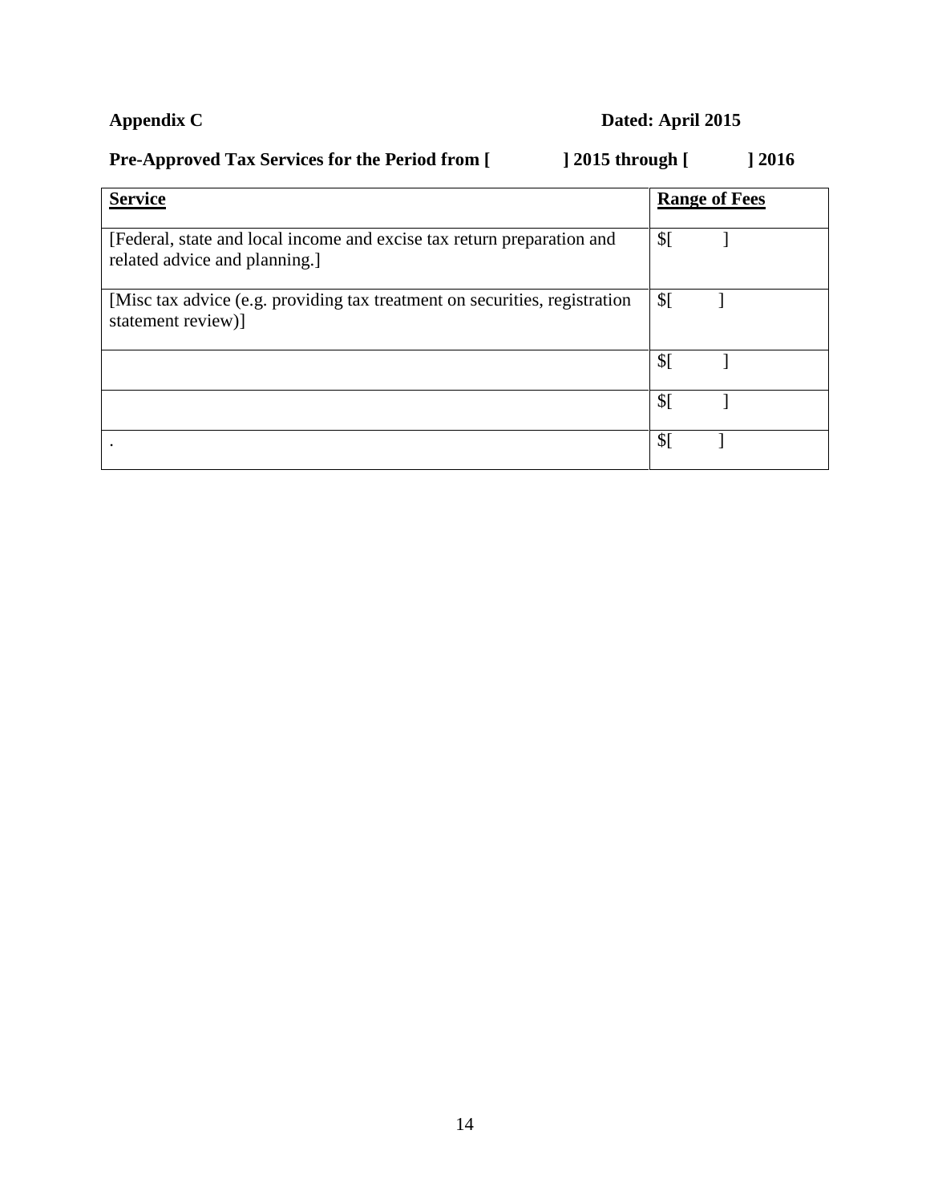**Appendix C** **Dated: April 2015**

**Pre-Approved Tax Services for the Period from [ ] 2015 through [ ] 2016**

| **Service** | **Range of Fees** |
|---|---|
| [Federal, state and local income and excise tax return preparation and related advice and planning.] | $[ ] |
| [Misc tax advice (e.g. providing tax treatment on securities, registration statement review)] | $[ ] |
| | $[ ] |
| | $[ ] |
| . | $[ ] |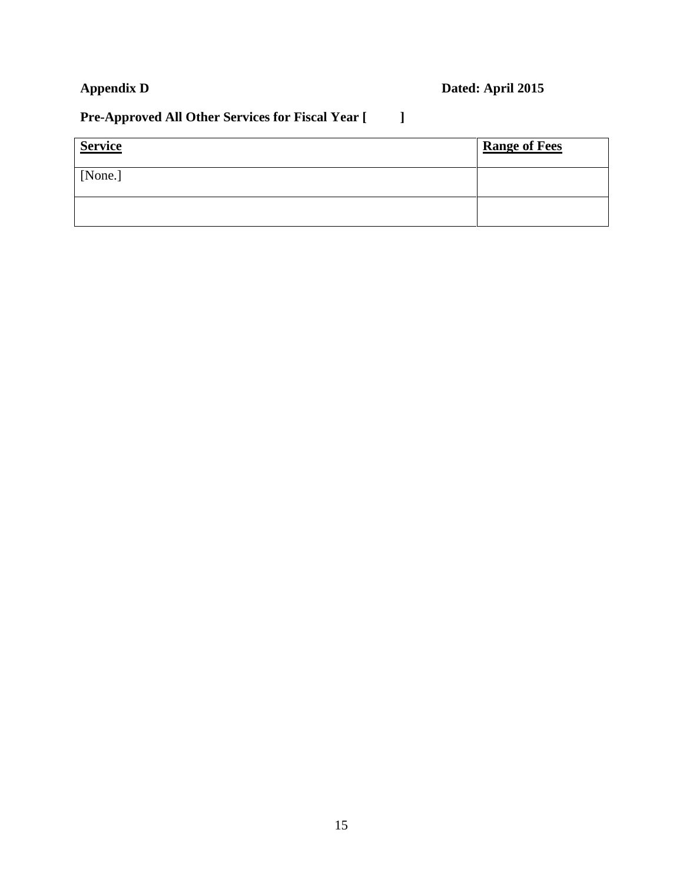**Appendix D** **Dated: April 2015**

**Pre-Approved All Other Services for Fiscal Year [ ]**

| Service | Range of Fees |
|---|---|
| [None.] | |
| | |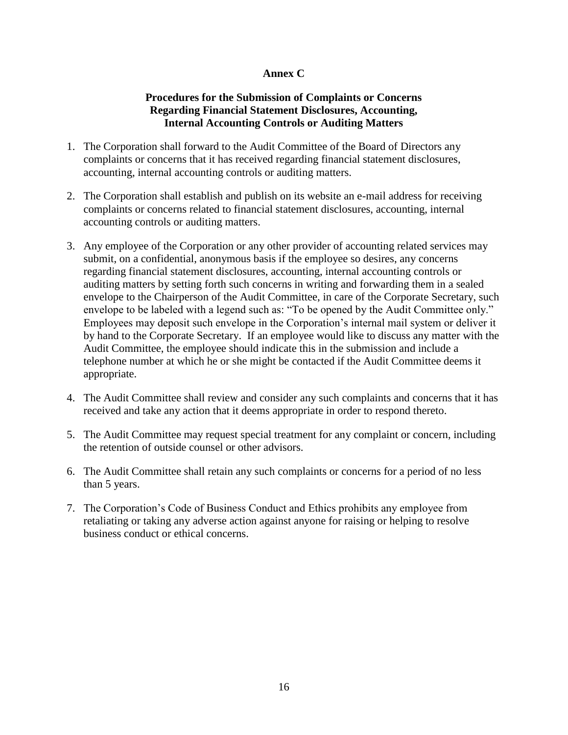**Annex C**

**Procedures for the Submission of Complaints or Concerns Regarding Financial Statement Disclosures, Accounting, Internal Accounting Controls or Auditing Matters**

1. The Corporation shall forward to the Audit Committee of the Board of Directors any complaints or concerns that it has received regarding financial statement disclosures, accounting, internal accounting controls or auditing matters.

2. The Corporation shall establish and publish on its website an e-mail address for receiving complaints or concerns related to financial statement disclosures, accounting, internal accounting controls or auditing matters.

3. Any employee of the Corporation or any other provider of accounting related services may submit, on a confidential, anonymous basis if the employee so desires, any concerns regarding financial statement disclosures, accounting, internal accounting controls or auditing matters by setting forth such concerns in writing and forwarding them in a sealed envelope to the Chairperson of the Audit Committee, in care of the Corporate Secretary, such envelope to be labeled with a legend such as: "To be opened by the Audit Committee only." Employees may deposit such envelope in the Corporation's internal mail system or deliver it by hand to the Corporate Secretary. If an employee would like to discuss any matter with the Audit Committee, the employee should indicate this in the submission and include a telephone number at which he or she might be contacted if the Audit Committee deems it appropriate.

4. The Audit Committee shall review and consider any such complaints and concerns that it has received and take any action that it deems appropriate in order to respond thereto.

5. The Audit Committee may request special treatment for any complaint or concern, including the retention of outside counsel or other advisors.

6. The Audit Committee shall retain any such complaints or concerns for a period of no less than 5 years.

7. The Corporation's Code of Business Conduct and Ethics prohibits any employee from retaliating or taking any adverse action against anyone for raising or helping to resolve business conduct or ethical concerns.